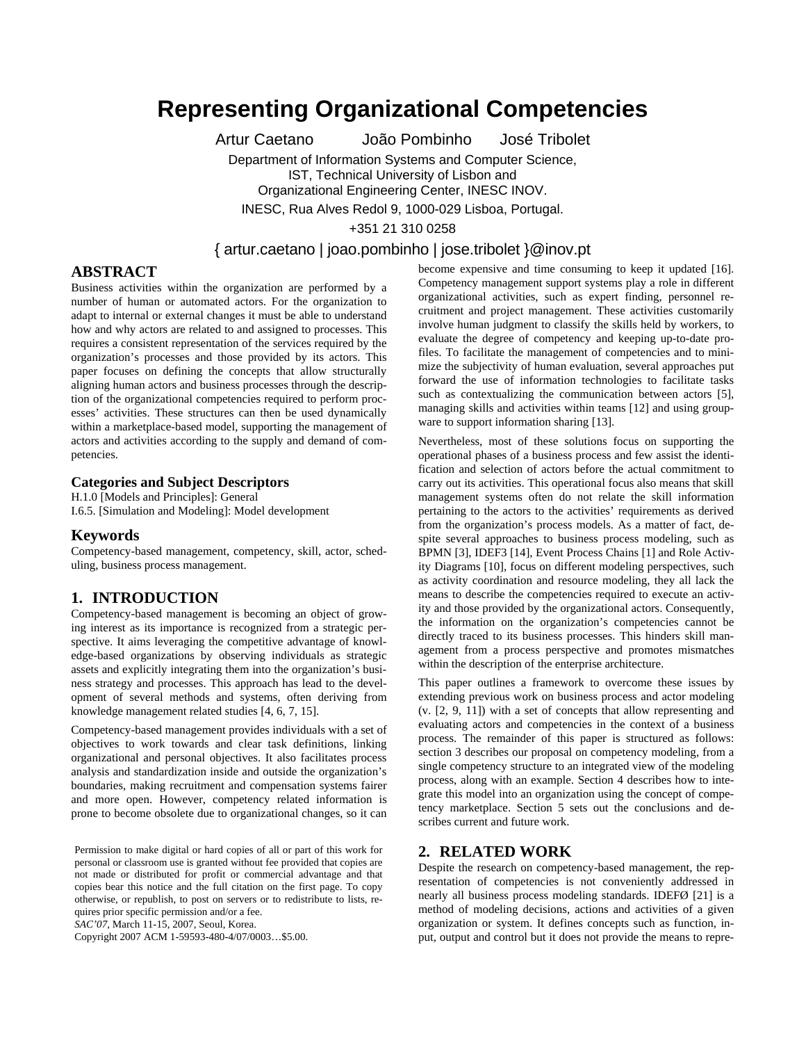# Representing Organizational Competencies

Artur Caetano  João Pombinho  José Tribolet

Department of Information Systems and Computer Science,
IST, Technical University of Lisbon and
Organizational Engineering Center, INESC INOV.

INESC, Rua Alves Redol 9, 1000-029 Lisboa, Portugal.

+351 21 310 0258

{ artur.caetano | joao.pombinho | jose.tribolet }@inov.pt

## ABSTRACT

Business activities within the organization are performed by a number of human or automated actors. For the organization to adapt to internal or external changes it must be able to understand how and why actors are related to and assigned to processes. This requires a consistent representation of the services required by the organization's processes and those provided by its actors. This paper focuses on defining the concepts that allow structurally aligning human actors and business processes through the description of the organizational competencies required to perform processes' activities. These structures can then be used dynamically within a marketplace-based model, supporting the management of actors and activities according to the supply and demand of competencies.

### Categories and Subject Descriptors

H.1.0 [Models and Principles]: General

I.6.5. [Simulation and Modeling]: Model development

### Keywords

Competency-based management, competency, skill, actor, scheduling, business process management.

## 1. INTRODUCTION

Competency-based management is becoming an object of growing interest as its importance is recognized from a strategic perspective. It aims leveraging the competitive advantage of knowledge-based organizations by observing individuals as strategic assets and explicitly integrating them into the organization's business strategy and processes. This approach has lead to the development of several methods and systems, often deriving from knowledge management related studies [4, 6, 7, 15].

Competency-based management provides individuals with a set of objectives to work towards and clear task definitions, linking organizational and personal objectives. It also facilitates process analysis and standardization inside and outside the organization's boundaries, making recruitment and compensation systems fairer and more open. However, competency related information is prone to become obsolete due to organizational changes, so it can become expensive and time consuming to keep it updated [16]. Competency management support systems play a role in different organizational activities, such as expert finding, personnel recruitment and project management. These activities customarily involve human judgment to classify the skills held by workers, to evaluate the degree of competency and keeping up-to-date profiles. To facilitate the management of competencies and to minimize the subjectivity of human evaluation, several approaches put forward the use of information technologies to facilitate tasks such as contextualizing the communication between actors [5], managing skills and activities within teams [12] and using groupware to support information sharing [13].

Nevertheless, most of these solutions focus on supporting the operational phases of a business process and few assist the identification and selection of actors before the actual commitment to carry out its activities. This operational focus also means that skill management systems often do not relate the skill information pertaining to the actors to the activities' requirements as derived from the organization's process models. As a matter of fact, despite several approaches to business process modeling, such as BPMN [3], IDEF3 [14], Event Process Chains [1] and Role Activity Diagrams [10], focus on different modeling perspectives, such as activity coordination and resource modeling, they all lack the means to describe the competencies required to execute an activity and those provided by the organizational actors. Consequently, the information on the organization's competencies cannot be directly traced to its business processes. This hinders skill management from a process perspective and promotes mismatches within the description of the enterprise architecture.

This paper outlines a framework to overcome these issues by extending previous work on business process and actor modeling (v. [2, 9, 11]) with a set of concepts that allow representing and evaluating actors and competencies in the context of a business process. The remainder of this paper is structured as follows: section 3 describes our proposal on competency modeling, from a single competency structure to an integrated view of the modeling process, along with an example. Section 4 describes how to integrate this model into an organization using the concept of competency marketplace. Section 5 sets out the conclusions and describes current and future work.

## 2. RELATED WORK

Despite the research on competency-based management, the representation of competencies is not conveniently addressed in nearly all business process modeling standards. IDEFØ [21] is a method of modeling decisions, actions and activities of a given organization or system. It defines concepts such as function, input, output and control but it does not provide the means to repre-

Permission to make digital or hard copies of all or part of this work for personal or classroom use is granted without fee provided that copies are not made or distributed for profit or commercial advantage and that copies bear this notice and the full citation on the first page. To copy otherwise, or republish, to post on servers or to redistribute to lists, requires prior specific permission and/or a fee.

*SAC'07*, March 11-15, 2007, Seoul, Korea.

Copyright 2007 ACM 1-59593-480-4/07/0003…$5.00.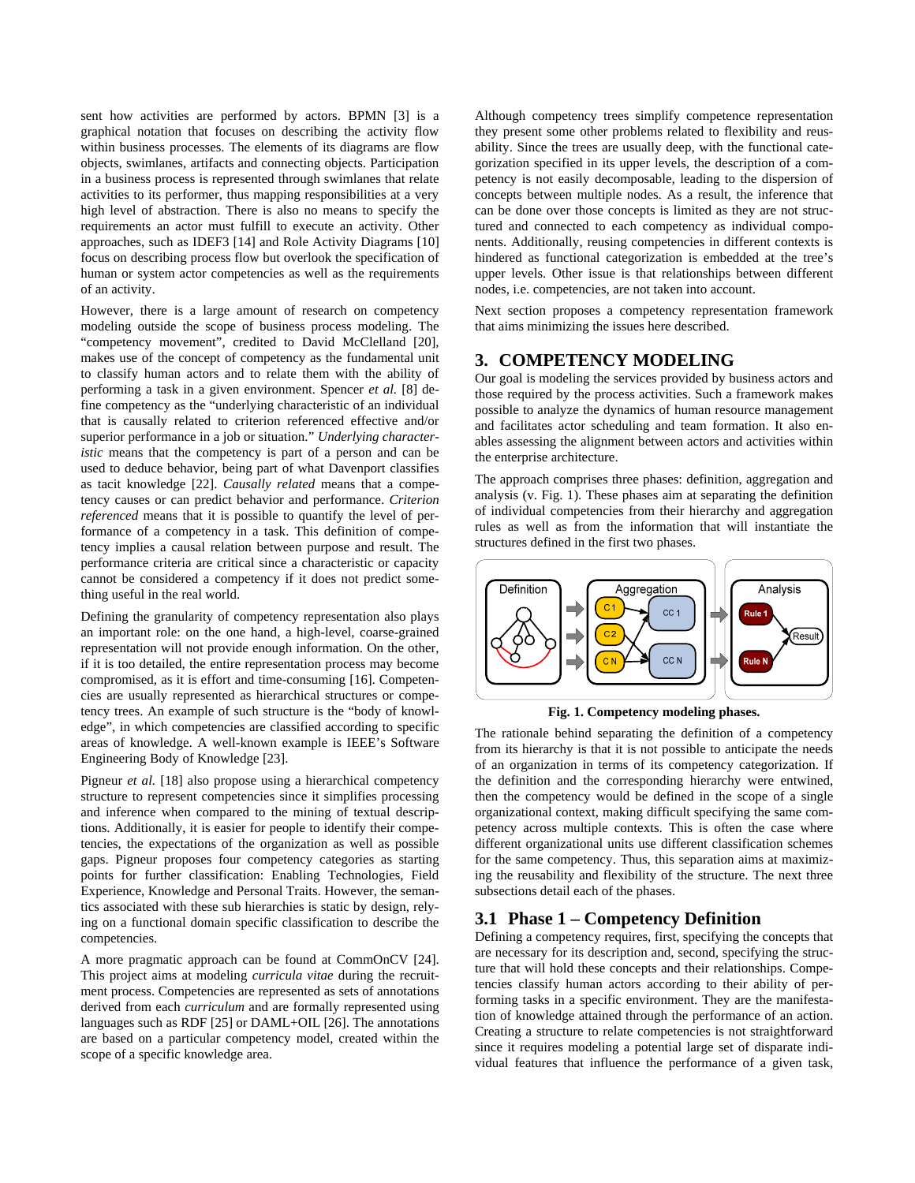sent how activities are performed by actors. BPMN [3] is a graphical notation that focuses on describing the activity flow within business processes. The elements of its diagrams are flow objects, swimlanes, artifacts and connecting objects. Participation in a business process is represented through swimlanes that relate activities to its performer, thus mapping responsibilities at a very high level of abstraction. There is also no means to specify the requirements an actor must fulfill to execute an activity. Other approaches, such as IDEF3 [14] and Role Activity Diagrams [10] focus on describing process flow but overlook the specification of human or system actor competencies as well as the requirements of an activity.

However, there is a large amount of research on competency modeling outside the scope of business process modeling. The "competency movement", credited to David McClelland [20], makes use of the concept of competency as the fundamental unit to classify human actors and to relate them with the ability of performing a task in a given environment. Spencer *et al.* [8] define competency as the "underlying characteristic of an individual that is causally related to criterion referenced effective and/or superior performance in a job or situation." *Underlying characteristic* means that the competency is part of a person and can be used to deduce behavior, being part of what Davenport classifies as tacit knowledge [22]. *Causally related* means that a competency causes or can predict behavior and performance. *Criterion referenced* means that it is possible to quantify the level of performance of a competency in a task. This definition of competency implies a causal relation between purpose and result. The performance criteria are critical since a characteristic or capacity cannot be considered a competency if it does not predict something useful in the real world.

Defining the granularity of competency representation also plays an important role: on the one hand, a high-level, coarse-grained representation will not provide enough information. On the other, if it is too detailed, the entire representation process may become compromised, as it is effort and time-consuming [16]. Competencies are usually represented as hierarchical structures or competency trees. An example of such structure is the "body of knowledge", in which competencies are classified according to specific areas of knowledge. A well-known example is IEEE's Software Engineering Body of Knowledge [23].

Pigneur *et al.* [18] also propose using a hierarchical competency structure to represent competencies since it simplifies processing and inference when compared to the mining of textual descriptions. Additionally, it is easier for people to identify their competencies, the expectations of the organization as well as possible gaps. Pigneur proposes four competency categories as starting points for further classification: Enabling Technologies, Field Experience, Knowledge and Personal Traits. However, the semantics associated with these sub hierarchies is static by design, relying on a functional domain specific classification to describe the competencies.

A more pragmatic approach can be found at CommOnCV [24]. This project aims at modeling *curricula vitae* during the recruitment process. Competencies are represented as sets of annotations derived from each *curriculum* and are formally represented using languages such as RDF [25] or DAML+OIL [26]. The annotations are based on a particular competency model, created within the scope of a specific knowledge area.

Although competency trees simplify competence representation they present some other problems related to flexibility and reusability. Since the trees are usually deep, with the functional categorization specified in its upper levels, the description of a competency is not easily decomposable, leading to the dispersion of concepts between multiple nodes. As a result, the inference that can be done over those concepts is limited as they are not structured and connected to each competency as individual components. Additionally, reusing competencies in different contexts is hindered as functional categorization is embedded at the tree's upper levels. Other issue is that relationships between different nodes, i.e. competencies, are not taken into account.

Next section proposes a competency representation framework that aims minimizing the issues here described.

## 3. COMPETENCY MODELING

Our goal is modeling the services provided by business actors and those required by the process activities. Such a framework makes possible to analyze the dynamics of human resource management and facilitates actor scheduling and team formation. It also enables assessing the alignment between actors and activities within the enterprise architecture.

The approach comprises three phases: definition, aggregation and analysis (v. Fig. 1). These phases aim at separating the definition of individual competencies from their hierarchy and aggregation rules as well as from the information that will instantiate the structures defined in the first two phases.

Definition

Aggregation

C1

C2

CN

CC 1

CC N

Analysis

Rule 1

Rule N

Result

**Fig. 1. Competency modeling phases.**

The rationale behind separating the definition of a competency from its hierarchy is that it is not possible to anticipate the needs of an organization in terms of its competency categorization. If the definition and the corresponding hierarchy were entwined, then the competency would be defined in the scope of a single organizational context, making difficult specifying the same competency across multiple contexts. This is often the case where different organizational units use different classification schemes for the same competency. Thus, this separation aims at maximizing the reusability and flexibility of the structure. The next three subsections detail each of the phases.

### 3.1 Phase 1 – Competency Definition

Defining a competency requires, first, specifying the concepts that are necessary for its description and, second, specifying the structure that will hold these concepts and their relationships. Competencies classify human actors according to their ability of performing tasks in a specific environment. They are the manifestation of knowledge attained through the performance of an action. Creating a structure to relate competencies is not straightforward since it requires modeling a potential large set of disparate individual features that influence the performance of a given task,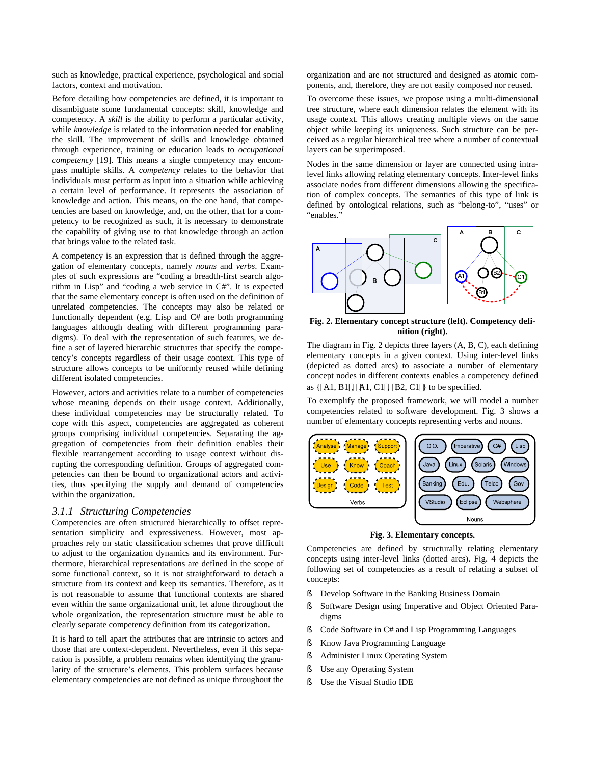such as knowledge, practical experience, psychological and social factors, context and motivation.

Before detailing how competencies are defined, it is important to disambiguate some fundamental concepts: skill, knowledge and competency. A *skill* is the ability to perform a particular activity, while *knowledge* is related to the information needed for enabling the skill. The improvement of skills and knowledge obtained through experience, training or education leads to *occupational competency* [19]. This means a single competency may encompass multiple skills. A *competency* relates to the behavior that individuals must perform as input into a situation while achieving a certain level of performance. It represents the association of knowledge and action. This means, on the one hand, that competencies are based on knowledge, and, on the other, that for a competency to be recognized as such, it is necessary to demonstrate the capability of giving use to that knowledge through an action that brings value to the related task.

A competency is an expression that is defined through the aggregation of elementary concepts, namely *nouns* and *verbs*. Examples of such expressions are "coding a breadth-first search algorithm in Lisp" and "coding a web service in C#". It is expected that the same elementary concept is often used on the definition of unrelated competencies. The concepts may also be related or functionally dependent (e.g. Lisp and C# are both programming languages although dealing with different programming paradigms). To deal with the representation of such features, we define a set of layered hierarchic structures that specify the competency's concepts regardless of their usage context. This type of structure allows concepts to be uniformly reused while defining different isolated competencies.

However, actors and activities relate to a number of competencies whose meaning depends on their usage context. Additionally, these individual competencies may be structurally related. To cope with this aspect, competencies are aggregated as coherent groups comprising individual competencies. Separating the aggregation of competencies from their definition enables their flexible rearrangement according to usage context without disrupting the corresponding definition. Groups of aggregated competencies can then be bound to organizational actors and activities, thus specifying the supply and demand of competencies within the organization.

### 3.1.1 Structuring Competencies

Competencies are often structured hierarchically to offset representation simplicity and expressiveness. However, most approaches rely on static classification schemes that prove difficult to adjust to the organization dynamics and its environment. Furthermore, hierarchical representations are defined in the scope of some functional context, so it is not straightforward to detach a structure from its context and keep its semantics. Therefore, as it is not reasonable to assume that functional contexts are shared even within the same organizational unit, let alone throughout the whole organization, the representation structure must be able to clearly separate competency definition from its categorization.

It is hard to tell apart the attributes that are intrinsic to actors and those that are context-dependent. Nevertheless, even if this separation is possible, a problem remains when identifying the granularity of the structure's elements. This problem surfaces because elementary competencies are not defined as unique throughout the organization and are not structured and designed as atomic components, and, therefore, they are not easily composed nor reused.

To overcome these issues, we propose using a multi-dimensional tree structure, where each dimension relates the element with its usage context. This allows creating multiple views on the same object while keeping its uniqueness. Such structure can be perceived as a regular hierarchical tree where a number of contextual layers can be superimposed.

Nodes in the same dimension or layer are connected using intra-level links allowing relating elementary concepts. Inter-level links associate nodes from different dimensions allowing the specification of complex concepts. The semantics of this type of link is defined by ontological relations, such as "belong-to", "uses" or "enables."

A
B
C
A
B
C
A1
B1
B2
C1

**Fig. 2. Elementary concept structure (left). Competency definition (right).**

The diagram in Fig. 2 depicts three layers (A, B, C), each defining elementary concepts in a given context. Using inter-level links (depicted as dotted arcs) to associate a number of elementary concept nodes in different contexts enables a competency defined as {⟨A1, B1⟩, ⟨A1, C1⟩, ⟨B2, C1⟩} to be specified.

To exemplify the proposed framework, we will model a number competencies related to software development. Fig. 3 shows a number of elementary concepts representing verbs and nouns.

Analyse
Manage
Support
Use
Know
Coach
Design
Code
Test
Verbs

O.O.
Imperative
C#
Lisp
Java
Linux
Solaris
Windows
Banking
Edu.
Telco
Gov.
VStudio
Eclipse
Websphere
Nouns

**Fig. 3. Elementary concepts.**

Competencies are defined by structurally relating elementary concepts using inter-level links (dotted arcs). Fig. 4 depicts the following set of competencies as a result of relating a subset of concepts:

- Develop Software in the Banking Business Domain
- Software Design using Imperative and Object Oriented Paradigms
- Code Software in C# and Lisp Programming Languages
- Know Java Programming Language
- Administer Linux Operating System
- Use any Operating System
- Use the Visual Studio IDE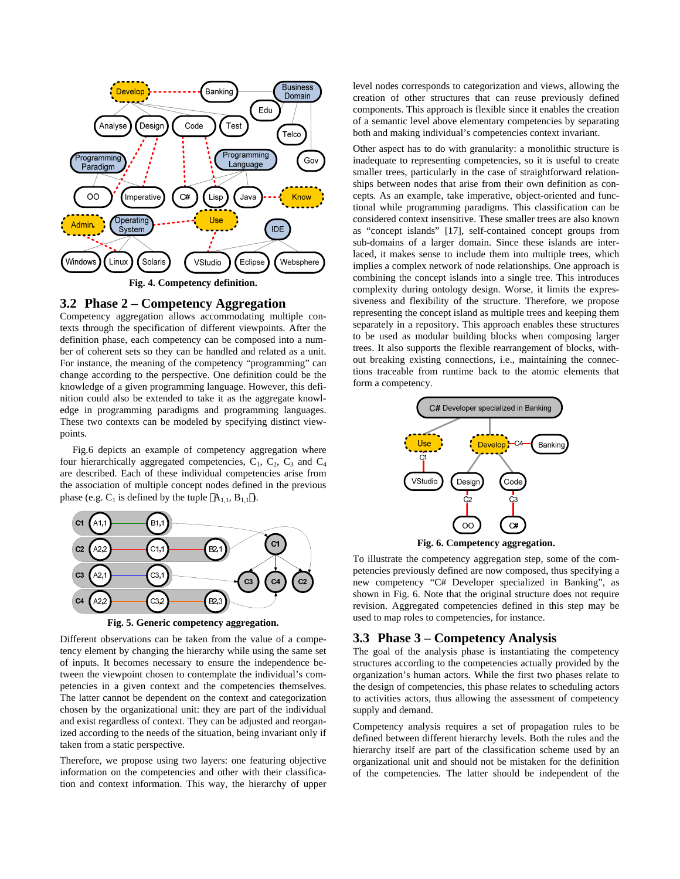Develop
Banking
Business Domain
Edu
Analyse
Design
Code
Test
Telco
Programming Paradigm
Programming Language
Gov
OO
Imperative
C#
Lisp
Java
Know
Admin.
Operating System
Use
IDE
Windows
Linux
Solaris
VStudio
Eclipse
Websphere

**Fig. 4. Competency definition.**

## 3.2 Phase 2 – Competency Aggregation

Competency aggregation allows accommodating multiple contexts through the specification of different viewpoints. After the definition phase, each competency can be composed into a number of coherent sets so they can be handled and related as a unit. For instance, the meaning of the competency "programming" can change according to the perspective. One definition could be the knowledge of a given programming language. However, this definition could also be extended to take it as the aggregate knowledge in programming paradigms and programming languages. These two contexts can be modeled by specifying distinct viewpoints.

Fig.6 depicts an example of competency aggregation where four hierarchically aggregated competencies, $C_1$, $C_2$, $C_3$ and $C_4$ are described. Each of these individual competencies arise from the association of multiple concept nodes defined in the previous phase (e.g. $C_1$ is defined by the tuple [$A_{1,1}$, $B_{1,1}$]).

C1 A1,1 B1,1
C2 A2,2 C1,1 B2,1
C3 A2,1 C3,1
C4 A2,2 C3,2 B2,3
C1
C3 C4 C2

**Fig. 5. Generic competency aggregation.**

Different observations can be taken from the value of a competency element by changing the hierarchy while using the same set of inputs. It becomes necessary to ensure the independence between the viewpoint chosen to contemplate the individual's competencies in a given context and the competencies themselves. The latter cannot be dependent on the context and categorization chosen by the organizational unit: they are part of the individual and exist regardless of context. They can be adjusted and reorganized according to the needs of the situation, being invariant only if taken from a static perspective.

Therefore, we propose using two layers: one featuring objective information on the competencies and other with their classification and context information. This way, the hierarchy of upper level nodes corresponds to categorization and views, allowing the creation of other structures that can reuse previously defined components. This approach is flexible since it enables the creation of a semantic level above elementary competencies by separating both and making individual's competencies context invariant.

Other aspect has to do with granularity: a monolithic structure is inadequate to representing competencies, so it is useful to create smaller trees, particularly in the case of straightforward relationships between nodes that arise from their own definition as concepts. As an example, take imperative, object-oriented and functional while programming paradigms. This classification can be considered context insensitive. These smaller trees are also known as "concept islands" [17], self-contained concept groups from sub-domains of a larger domain. Since these islands are interlaced, it makes sense to include them into multiple trees, which implies a complex network of node relationships. One approach is combining the concept islands into a single tree. This introduces complexity during ontology design. Worse, it limits the expressiveness and flexibility of the structure. Therefore, we propose representing the concept island as multiple trees and keeping them separately in a repository. This approach enables these structures to be used as modular building blocks when composing larger trees. It also supports the flexible rearrangement of blocks, without breaking existing connections, i.e., maintaining the connections traceable from runtime back to the atomic elements that form a competency.

C# Developer specialized in Banking
Use
Develop
C4
Banking
C1
VStudio
Design
Code
C2
C3
OO
C#

**Fig. 6. Competency aggregation.**

To illustrate the competency aggregation step, some of the competencies previously defined are now composed, thus specifying a new competency "C# Developer specialized in Banking", as shown in Fig. 6. Note that the original structure does not require revision. Aggregated competencies defined in this step may be used to map roles to competencies, for instance.

## 3.3 Phase 3 – Competency Analysis

The goal of the analysis phase is instantiating the competency structures according to the competencies actually provided by the organization's human actors. While the first two phases relate to the design of competencies, this phase relates to scheduling actors to activities actors, thus allowing the assessment of competency supply and demand.

Competency analysis requires a set of propagation rules to be defined between different hierarchy levels. Both the rules and the hierarchy itself are part of the classification scheme used by an organizational unit and should not be mistaken for the definition of the competencies. The latter should be independent of the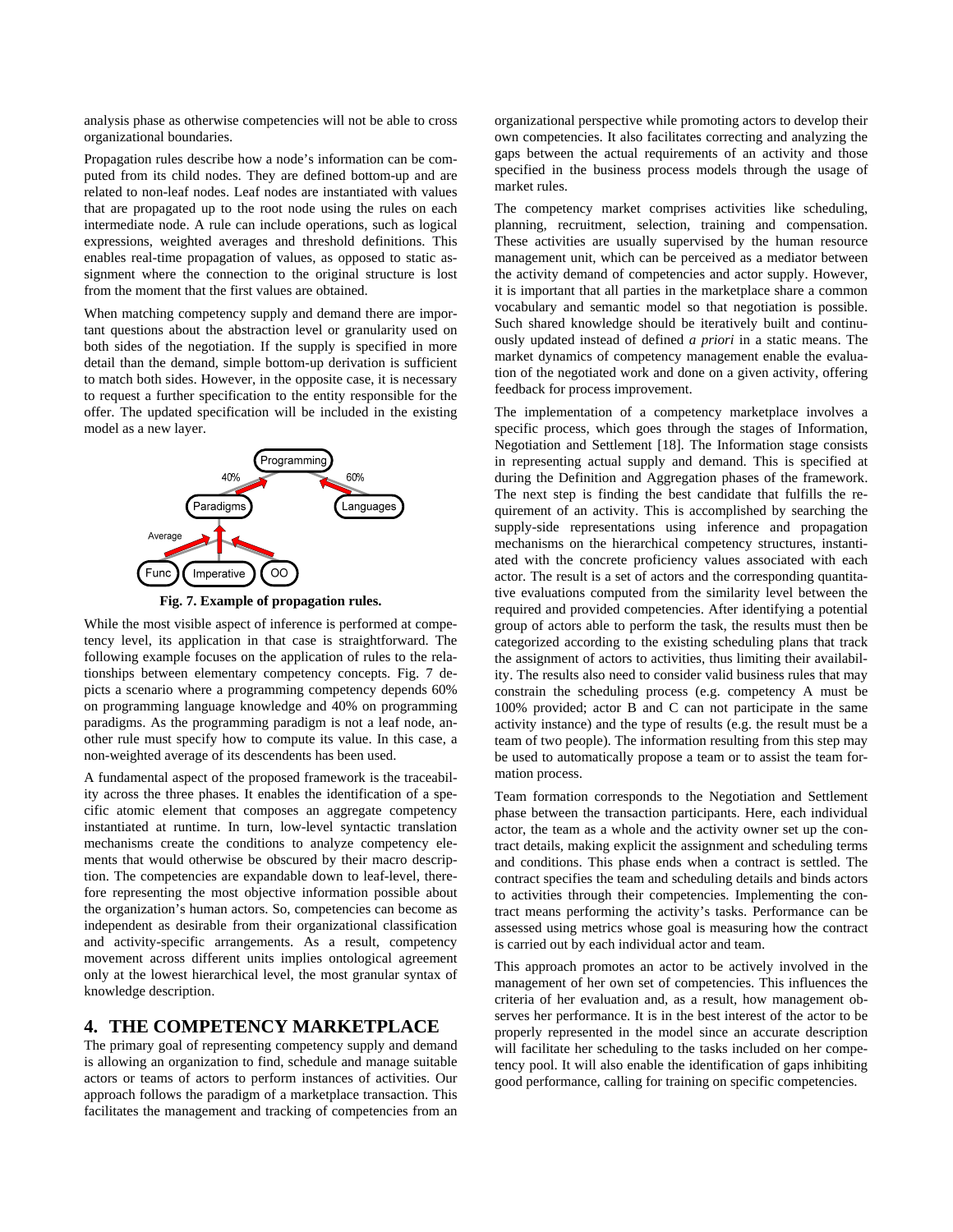analysis phase as otherwise competencies will not be able to cross organizational boundaries.

Propagation rules describe how a node's information can be computed from its child nodes. They are defined bottom-up and are related to non-leaf nodes. Leaf nodes are instantiated with values that are propagated up to the root node using the rules on each intermediate node. A rule can include operations, such as logical expressions, weighted averages and threshold definitions. This enables real-time propagation of values, as opposed to static assignment where the connection to the original structure is lost from the moment that the first values are obtained.

When matching competency supply and demand there are important questions about the abstraction level or granularity used on both sides of the negotiation. If the supply is specified in more detail than the demand, simple bottom-up derivation is sufficient to match both sides. However, in the opposite case, it is necessary to request a further specification to the entity responsible for the offer. The updated specification will be included in the existing model as a new layer.

Programming
40%
60%
Paradigms
Languages
Average
Func
Imperative
OO

**Fig. 7. Example of propagation rules.**

While the most visible aspect of inference is performed at competency level, its application in that case is straightforward. The following example focuses on the application of rules to the relationships between elementary competency concepts. Fig. 7 depicts a scenario where a programming competency depends 60% on programming language knowledge and 40% on programming paradigms. As the programming paradigm is not a leaf node, another rule must specify how to compute its value. In this case, a non-weighted average of its descendents has been used.

A fundamental aspect of the proposed framework is the traceability across the three phases. It enables the identification of a specific atomic element that composes an aggregate competency instantiated at runtime. In turn, low-level syntactic translation mechanisms create the conditions to analyze competency elements that would otherwise be obscured by their macro description. The competencies are expandable down to leaf-level, therefore representing the most objective information possible about the organization's human actors. So, competencies can become as independent as desirable from their organizational classification and activity-specific arrangements. As a result, competency movement across different units implies ontological agreement only at the lowest hierarchical level, the most granular syntax of knowledge description.

## 4. THE COMPETENCY MARKETPLACE

The primary goal of representing competency supply and demand is allowing an organization to find, schedule and manage suitable actors or teams of actors to perform instances of activities. Our approach follows the paradigm of a marketplace transaction. This facilitates the management and tracking of competencies from an organizational perspective while promoting actors to develop their own competencies. It also facilitates correcting and analyzing the gaps between the actual requirements of an activity and those specified in the business process models through the usage of market rules.

The competency market comprises activities like scheduling, planning, recruitment, selection, training and compensation. These activities are usually supervised by the human resource management unit, which can be perceived as a mediator between the activity demand of competencies and actor supply. However, it is important that all parties in the marketplace share a common vocabulary and semantic model so that negotiation is possible. Such shared knowledge should be iteratively built and continuously updated instead of defined *a priori* in a static means. The market dynamics of competency management enable the evaluation of the negotiated work and done on a given activity, offering feedback for process improvement.

The implementation of a competency marketplace involves a specific process, which goes through the stages of Information, Negotiation and Settlement [18]. The Information stage consists in representing actual supply and demand. This is specified at during the Definition and Aggregation phases of the framework. The next step is finding the best candidate that fulfills the requirement of an activity. This is accomplished by searching the supply-side representations using inference and propagation mechanisms on the hierarchical competency structures, instantiated with the concrete proficiency values associated with each actor. The result is a set of actors and the corresponding quantitative evaluations computed from the similarity level between the required and provided competencies. After identifying a potential group of actors able to perform the task, the results must then be categorized according to the existing scheduling plans that track the assignment of actors to activities, thus limiting their availability. The results also need to consider valid business rules that may constrain the scheduling process (e.g. competency A must be 100% provided; actor B and C can not participate in the same activity instance) and the type of results (e.g. the result must be a team of two people). The information resulting from this step may be used to automatically propose a team or to assist the team formation process.

Team formation corresponds to the Negotiation and Settlement phase between the transaction participants. Here, each individual actor, the team as a whole and the activity owner set up the contract details, making explicit the assignment and scheduling terms and conditions. This phase ends when a contract is settled. The contract specifies the team and scheduling details and binds actors to activities through their competencies. Implementing the contract means performing the activity's tasks. Performance can be assessed using metrics whose goal is measuring how the contract is carried out by each individual actor and team.

This approach promotes an actor to be actively involved in the management of her own set of competencies. This influences the criteria of her evaluation and, as a result, how management observes her performance. It is in the best interest of the actor to be properly represented in the model since an accurate description will facilitate her scheduling to the tasks included on her competency pool. It will also enable the identification of gaps inhibiting good performance, calling for training on specific competencies.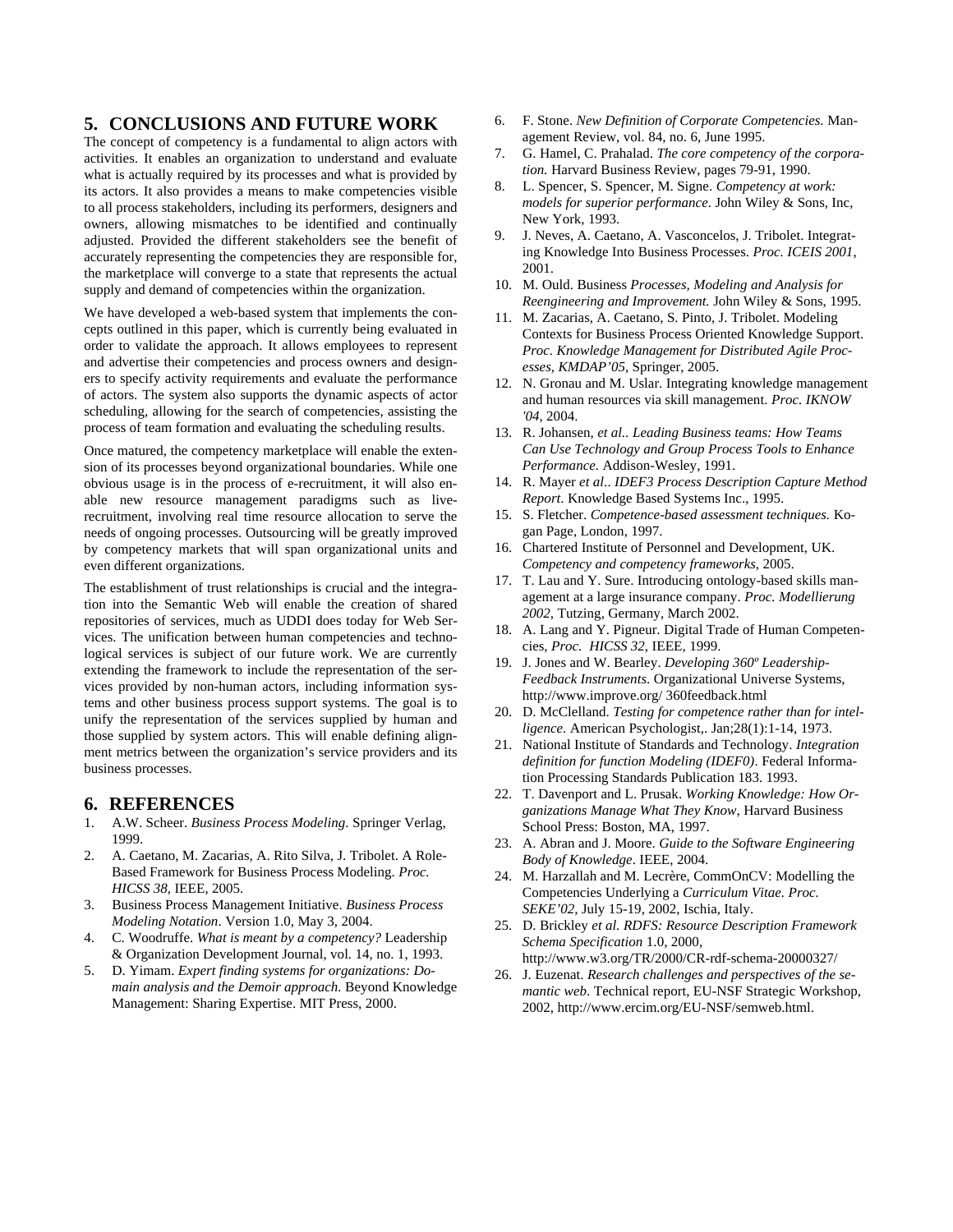## 5. CONCLUSIONS AND FUTURE WORK

The concept of competency is a fundamental to align actors with activities. It enables an organization to understand and evaluate what is actually required by its processes and what is provided by its actors. It also provides a means to make competencies visible to all process stakeholders, including its performers, designers and owners, allowing mismatches to be identified and continually adjusted. Provided the different stakeholders see the benefit of accurately representing the competencies they are responsible for, the marketplace will converge to a state that represents the actual supply and demand of competencies within the organization.

We have developed a web-based system that implements the concepts outlined in this paper, which is currently being evaluated in order to validate the approach. It allows employees to represent and advertise their competencies and process owners and designers to specify activity requirements and evaluate the performance of actors. The system also supports the dynamic aspects of actor scheduling, allowing for the search of competencies, assisting the process of team formation and evaluating the scheduling results.

Once matured, the competency marketplace will enable the extension of its processes beyond organizational boundaries. While one obvious usage is in the process of e-recruitment, it will also enable new resource management paradigms such as live-recruitment, involving real time resource allocation to serve the needs of ongoing processes. Outsourcing will be greatly improved by competency markets that will span organizational units and even different organizations.

The establishment of trust relationships is crucial and the integration into the Semantic Web will enable the creation of shared repositories of services, much as UDDI does today for Web Services. The unification between human competencies and technological services is subject of our future work. We are currently extending the framework to include the representation of the services provided by non-human actors, including information systems and other business process support systems. The goal is to unify the representation of the services supplied by human and those supplied by system actors. This will enable defining alignment metrics between the organization's service providers and its business processes.

## 6. REFERENCES

1. A.W. Scheer. *Business Process Modeling*. Springer Verlag, 1999.
2. A. Caetano, M. Zacarias, A. Rito Silva, J. Tribolet. A Role-Based Framework for Business Process Modeling. *Proc. HICSS 38*, IEEE, 2005.
3. Business Process Management Initiative. *Business Process Modeling Notation*. Version 1.0, May 3, 2004.
4. C. Woodruffe. *What is meant by a competency?* Leadership & Organization Development Journal, vol. 14, no. 1, 1993.
5. D. Yimam. *Expert finding systems for organizations: Domain analysis and the Demoir approach.* Beyond Knowledge Management: Sharing Expertise. MIT Press, 2000.
6. F. Stone. *New Definition of Corporate Competencies.* Management Review, vol. 84, no. 6, June 1995.
7. G. Hamel, C. Prahalad. *The core competency of the corporation.* Harvard Business Review, pages 79-91, 1990.
8. L. Spencer, S. Spencer, M. Signe. *Competency at work: models for superior performance*. John Wiley & Sons, Inc, New York, 1993.
9. J. Neves, A. Caetano, A. Vasconcelos, J. Tribolet. Integrating Knowledge Into Business Processes. *Proc. ICEIS 2001*, 2001.
10. M. Ould. Business *Processes, Modeling and Analysis for Reengineering and Improvement.* John Wiley & Sons, 1995.
11. M. Zacarias, A. Caetano, S. Pinto, J. Tribolet. Modeling Contexts for Business Process Oriented Knowledge Support. *Proc. Knowledge Management for Distributed Agile Processes, KMDAP'05*, Springer, 2005.
12. N. Gronau and M. Uslar. Integrating knowledge management and human resources via skill management. *Proc. IKNOW '04*, 2004.
13. R. Johansen, *et al.*. *Leading Business teams: How Teams Can Use Technology and Group Process Tools to Enhance Performance.* Addison-Wesley, 1991.
14. R. Mayer *et al.*. *IDEF3 Process Description Capture Method Report*. Knowledge Based Systems Inc., 1995.
15. S. Fletcher. *Competence-based assessment techniques.* Kogan Page, London, 1997.
16. Chartered Institute of Personnel and Development, UK. *Competency and competency frameworks*, 2005.
17. T. Lau and Y. Sure. Introducing ontology-based skills management at a large insurance company. *Proc. Modellierung 2002*, Tutzing, Germany, March 2002.
18. A. Lang and Y. Pigneur. Digital Trade of Human Competencies, *Proc. HICSS 32*, IEEE, 1999.
19. J. Jones and W. Bearley. *Developing 360º Leadership-Feedback Instruments.* Organizational Universe Systems, http://www.improve.org/ 360feedback.html
20. D. McClelland. *Testing for competence rather than for intelligence.* American Psychologist,. Jan;28(1):1-14, 1973.
21. National Institute of Standards and Technology. *Integration definition for function Modeling (IDEF0)*. Federal Information Processing Standards Publication 183. 1993.
22. T. Davenport and L. Prusak. *Working Knowledge: How Organizations Manage What They Know,* Harvard Business School Press: Boston, MA, 1997.
23. A. Abran and J. Moore. *Guide to the Software Engineering Body of Knowledge*. IEEE, 2004.
24. M. Harzallah and M. Lecrère, CommOnCV: Modelling the Competencies Underlying a *Curriculum Vitae*. *Proc. SEKE'02,* July 15-19, 2002, Ischia, Italy.
25. D. Brickley *et al. RDFS: Resource Description Framework Schema Specification* 1.0, 2000, http://www.w3.org/TR/2000/CR-rdf-schema-20000327/
26. J. Euzenat. *Research challenges and perspectives of the semantic web*. Technical report, EU-NSF Strategic Workshop, 2002, http://www.ercim.org/EU-NSF/semweb.html.